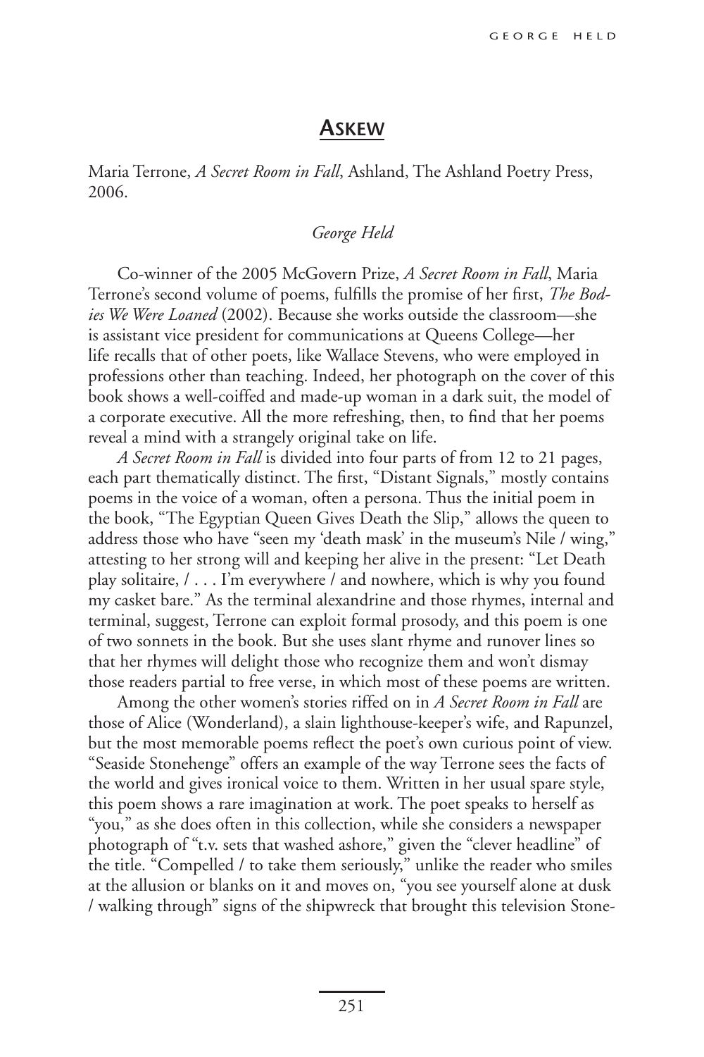## Askew

Maria Terrone, *A Secret Room in Fall*, Ashland, The Ashland Poetry Press, 2006.

*George Held*

Co-winner of the 2005 McGovern Prize, *A Secret Room in Fall*, Maria Terrone's second volume of poems, fulfills the promise of her first, *The Bodies We Were Loaned* (2002). Because she works outside the classroom—she is assistant vice president for communications at Queens College—her life recalls that of other poets, like Wallace Stevens, who were employed in professions other than teaching. Indeed, her photograph on the cover of this book shows a well-coiffed and made-up woman in a dark suit, the model of a corporate executive. All the more refreshing, then, to find that her poems reveal a mind with a strangely original take on life.

*A Secret Room in Fall* is divided into four parts of from 12 to 21 pages, each part thematically distinct. The first, "Distant Signals," mostly contains poems in the voice of a woman, often a persona. Thus the initial poem in the book, "The Egyptian Queen Gives Death the Slip," allows the queen to address those who have "seen my 'death mask' in the museum's Nile / wing," attesting to her strong will and keeping her alive in the present: "Let Death play solitaire, / . . . I'm everywhere / and nowhere, which is why you found my casket bare." As the terminal alexandrine and those rhymes, internal and terminal, suggest, Terrone can exploit formal prosody, and this poem is one of two sonnets in the book. But she uses slant rhyme and runover lines so that her rhymes will delight those who recognize them and won't dismay those readers partial to free verse, in which most of these poems are written.

Among the other women's stories riffed on in *A Secret Room in Fall* are those of Alice (Wonderland), a slain lighthouse-keeper's wife, and Rapunzel, but the most memorable poems reflect the poet's own curious point of view. "Seaside Stonehenge" offers an example of the way Terrone sees the facts of the world and gives ironical voice to them. Written in her usual spare style, this poem shows a rare imagination at work. The poet speaks to herself as "you," as she does often in this collection, while she considers a newspaper photograph of "t.v. sets that washed ashore," given the "clever headline" of the title. "Compelled / to take them seriously," unlike the reader who smiles at the allusion or blanks on it and moves on, "you see yourself alone at dusk / walking through" signs of the shipwreck that brought this television Stone-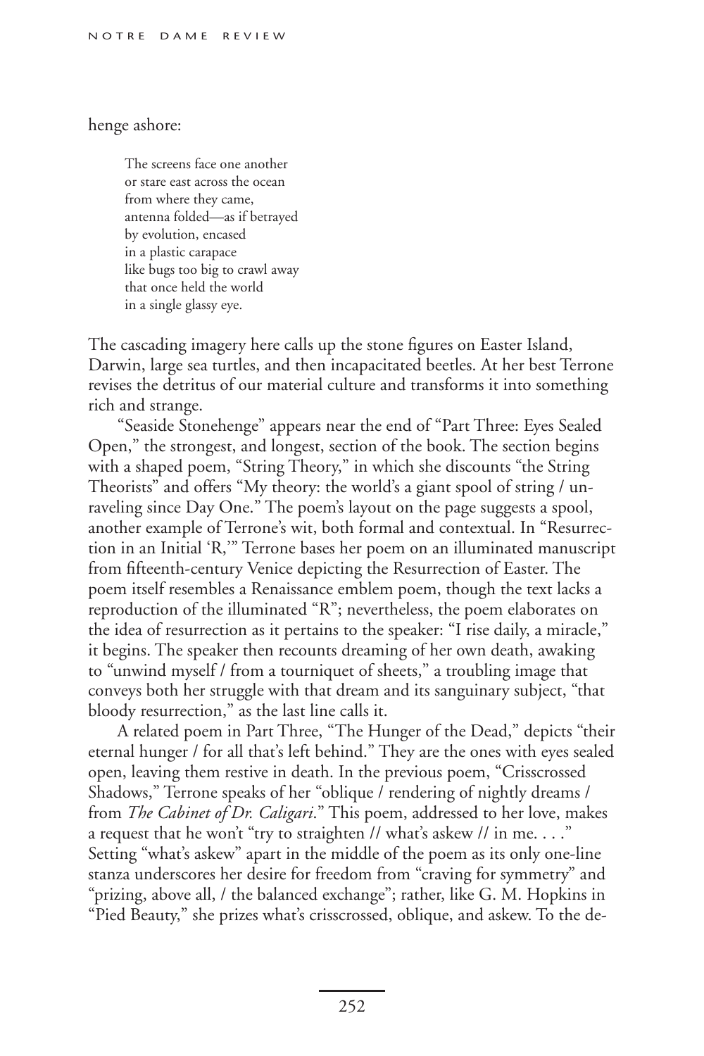henge ashore:

> The screens face one another  
> or stare east across the ocean  
> from where they came,  
> antenna folded—as if betrayed  
> by evolution, encased  
> in a plastic carapace  
> like bugs too big to crawl away  
> that once held the world  
> in a single glassy eye.

The cascading imagery here calls up the stone figures on Easter Island, Darwin, large sea turtles, and then incapacitated beetles. At her best Terrone revises the detritus of our material culture and transforms it into something rich and strange.

"Seaside Stonehenge" appears near the end of "Part Three: Eyes Sealed Open," the strongest, and longest, section of the book. The section begins with a shaped poem, "String Theory," in which she discounts "the String Theorists" and offers "My theory: the world's a giant spool of string / unraveling since Day One." The poem's layout on the page suggests a spool, another example of Terrone's wit, both formal and contextual. In "Resurrection in an Initial 'R,'" Terrone bases her poem on an illuminated manuscript from fifteenth-century Venice depicting the Resurrection of Easter. The poem itself resembles a Renaissance emblem poem, though the text lacks a reproduction of the illuminated "R"; nevertheless, the poem elaborates on the idea of resurrection as it pertains to the speaker: "I rise daily, a miracle," it begins. The speaker then recounts dreaming of her own death, awaking to "unwind myself / from a tourniquet of sheets," a troubling image that conveys both her struggle with that dream and its sanguinary subject, "that bloody resurrection," as the last line calls it.

A related poem in Part Three, "The Hunger of the Dead," depicts "their eternal hunger / for all that's left behind." They are the ones with eyes sealed open, leaving them restive in death. In the previous poem, "Crisscrossed Shadows," Terrone speaks of her "oblique / rendering of nightly dreams / from *The Cabinet of Dr. Caligari*." This poem, addressed to her love, makes a request that he won't "try to straighten // what's askew // in me. . . ." Setting "what's askew" apart in the middle of the poem as its only one-line stanza underscores her desire for freedom from "craving for symmetry" and "prizing, above all, / the balanced exchange"; rather, like G. M. Hopkins in "Pied Beauty," she prizes what's crisscrossed, oblique, and askew. To the de-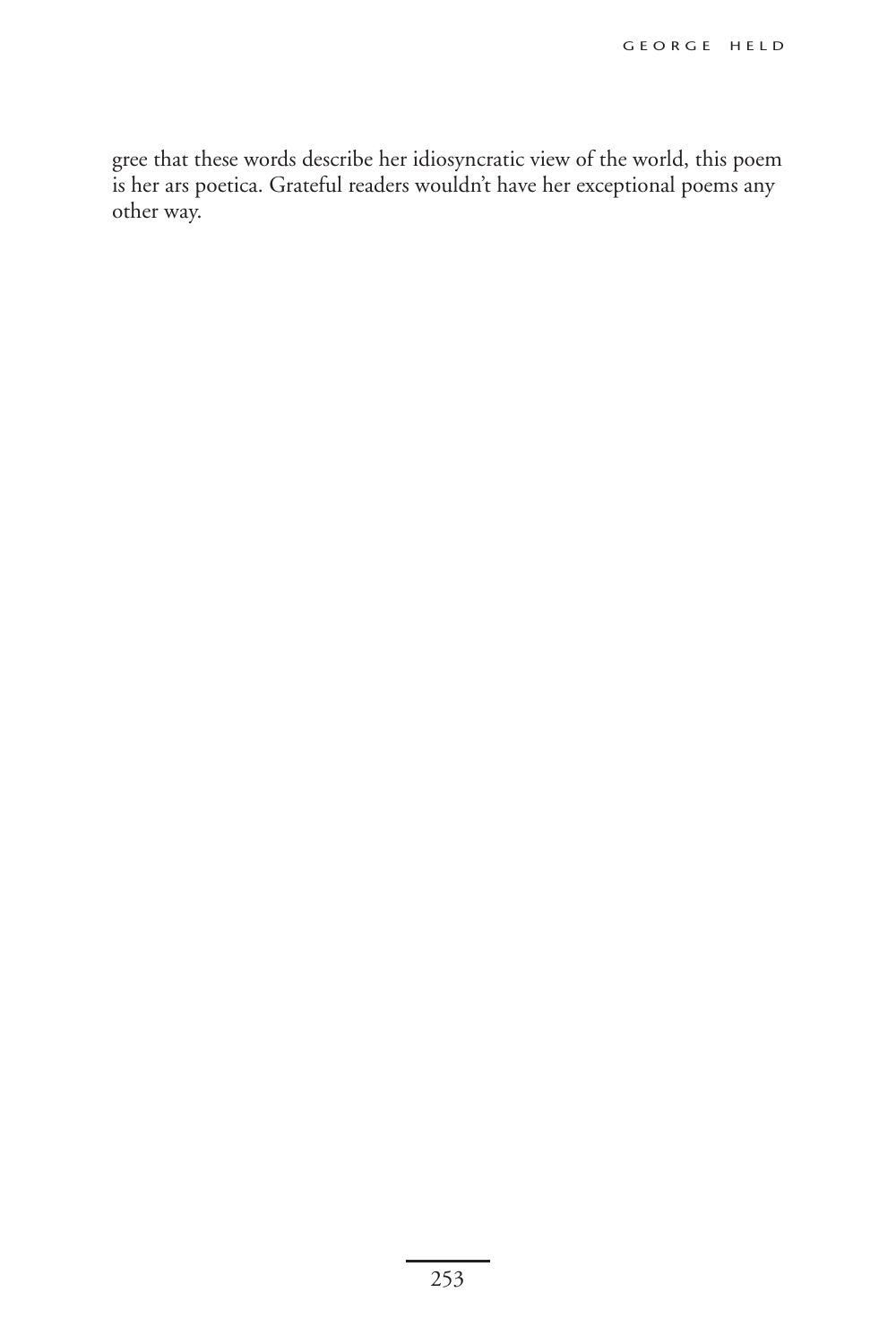gree that these words describe her idiosyncratic view of the world, this poem is her ars poetica. Grateful readers wouldn't have her exceptional poems any other way.